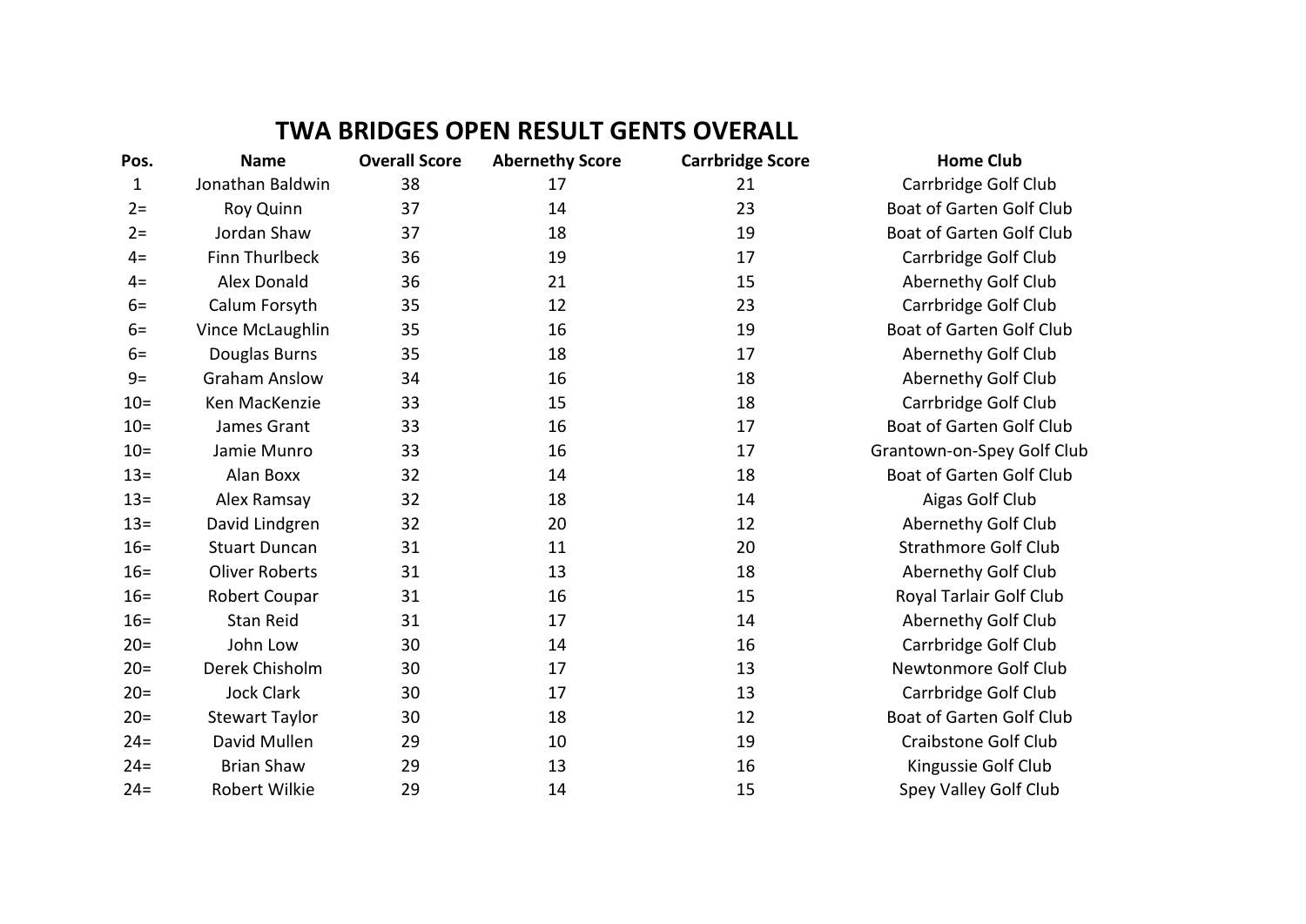# TWA BRIDGES OPEN RESULT GENTS OVERALL

| Pos. | Name | Overall Score | Abernethy Score | Carrbridge Score | Home Club |
|---|---|---|---|---|---|
| 1 | Jonathan Baldwin | 38 | 17 | 21 | Carrbridge Golf Club |
| 2= | Roy Quinn | 37 | 14 | 23 | Boat of Garten Golf Club |
| 2= | Jordan Shaw | 37 | 18 | 19 | Boat of Garten Golf Club |
| 4= | Finn Thurlbeck | 36 | 19 | 17 | Carrbridge Golf Club |
| 4= | Alex Donald | 36 | 21 | 15 | Abernethy Golf Club |
| 6= | Calum Forsyth | 35 | 12 | 23 | Carrbridge Golf Club |
| 6= | Vince McLaughlin | 35 | 16 | 19 | Boat of Garten Golf Club |
| 6= | Douglas Burns | 35 | 18 | 17 | Abernethy Golf Club |
| 9= | Graham Anslow | 34 | 16 | 18 | Abernethy Golf Club |
| 10= | Ken MacKenzie | 33 | 15 | 18 | Carrbridge Golf Club |
| 10= | James Grant | 33 | 16 | 17 | Boat of Garten Golf Club |
| 10= | Jamie Munro | 33 | 16 | 17 | Grantown-on-Spey Golf Club |
| 13= | Alan Boxx | 32 | 14 | 18 | Boat of Garten Golf Club |
| 13= | Alex Ramsay | 32 | 18 | 14 | Aigas Golf Club |
| 13= | David Lindgren | 32 | 20 | 12 | Abernethy Golf Club |
| 16= | Stuart Duncan | 31 | 11 | 20 | Strathmore Golf Club |
| 16= | Oliver Roberts | 31 | 13 | 18 | Abernethy Golf Club |
| 16= | Robert Coupar | 31 | 16 | 15 | Royal Tarlair Golf Club |
| 16= | Stan Reid | 31 | 17 | 14 | Abernethy Golf Club |
| 20= | John Low | 30 | 14 | 16 | Carrbridge Golf Club |
| 20= | Derek Chisholm | 30 | 17 | 13 | Newtonmore Golf Club |
| 20= | Jock Clark | 30 | 17 | 13 | Carrbridge Golf Club |
| 20= | Stewart Taylor | 30 | 18 | 12 | Boat of Garten Golf Club |
| 24= | David Mullen | 29 | 10 | 19 | Craibstone Golf Club |
| 24= | Brian Shaw | 29 | 13 | 16 | Kingussie Golf Club |
| 24= | Robert Wilkie | 29 | 14 | 15 | Spey Valley Golf Club |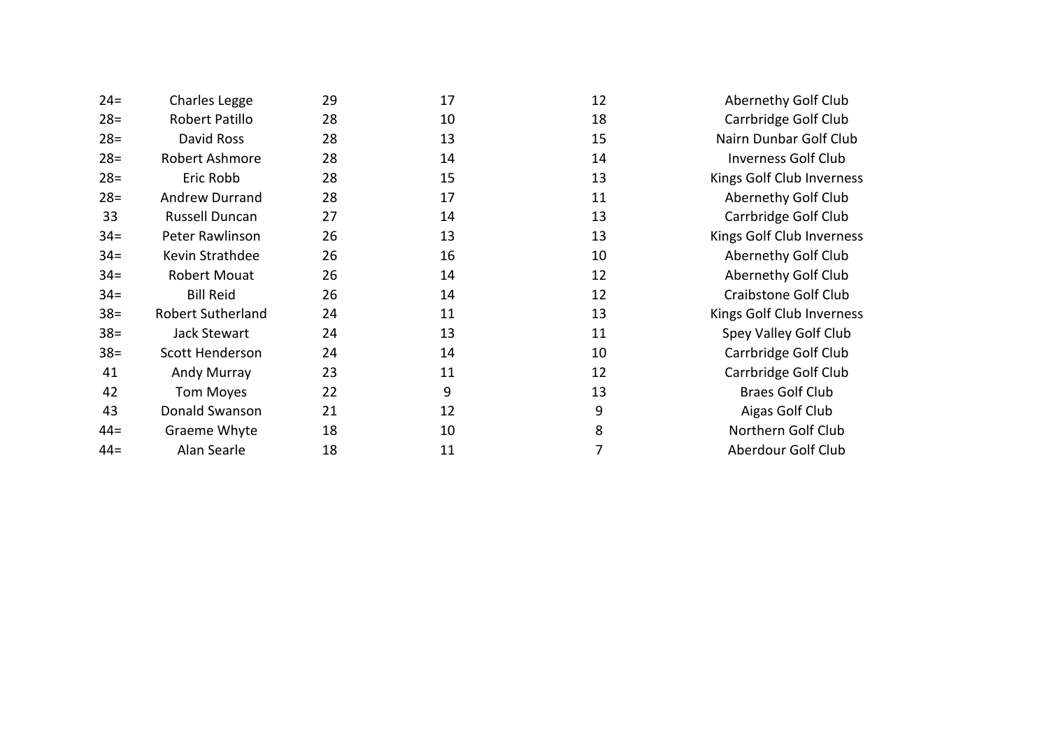| | | | | | |
|---|---|---|---|---|---|
| 24= | Charles Legge | 29 | 17 | 12 | Abernethy Golf Club |
| 28= | Robert Patillo | 28 | 10 | 18 | Carrbridge Golf Club |
| 28= | David Ross | 28 | 13 | 15 | Nairn Dunbar Golf Club |
| 28= | Robert Ashmore | 28 | 14 | 14 | Inverness Golf Club |
| 28= | Eric Robb | 28 | 15 | 13 | Kings Golf Club Inverness |
| 28= | Andrew Durrand | 28 | 17 | 11 | Abernethy Golf Club |
| 33 | Russell Duncan | 27 | 14 | 13 | Carrbridge Golf Club |
| 34= | Peter Rawlinson | 26 | 13 | 13 | Kings Golf Club Inverness |
| 34= | Kevin Strathdee | 26 | 16 | 10 | Abernethy Golf Club |
| 34= | Robert Mouat | 26 | 14 | 12 | Abernethy Golf Club |
| 34= | Bill Reid | 26 | 14 | 12 | Craibstone Golf Club |
| 38= | Robert Sutherland | 24 | 11 | 13 | Kings Golf Club Inverness |
| 38= | Jack Stewart | 24 | 13 | 11 | Spey Valley Golf Club |
| 38= | Scott Henderson | 24 | 14 | 10 | Carrbridge Golf Club |
| 41 | Andy Murray | 23 | 11 | 12 | Carrbridge Golf Club |
| 42 | Tom Moyes | 22 | 9 | 13 | Braes Golf Club |
| 43 | Donald Swanson | 21 | 12 | 9 | Aigas Golf Club |
| 44= | Graeme Whyte | 18 | 10 | 8 | Northern Golf Club |
| 44= | Alan Searle | 18 | 11 | 7 | Aberdour Golf Club |